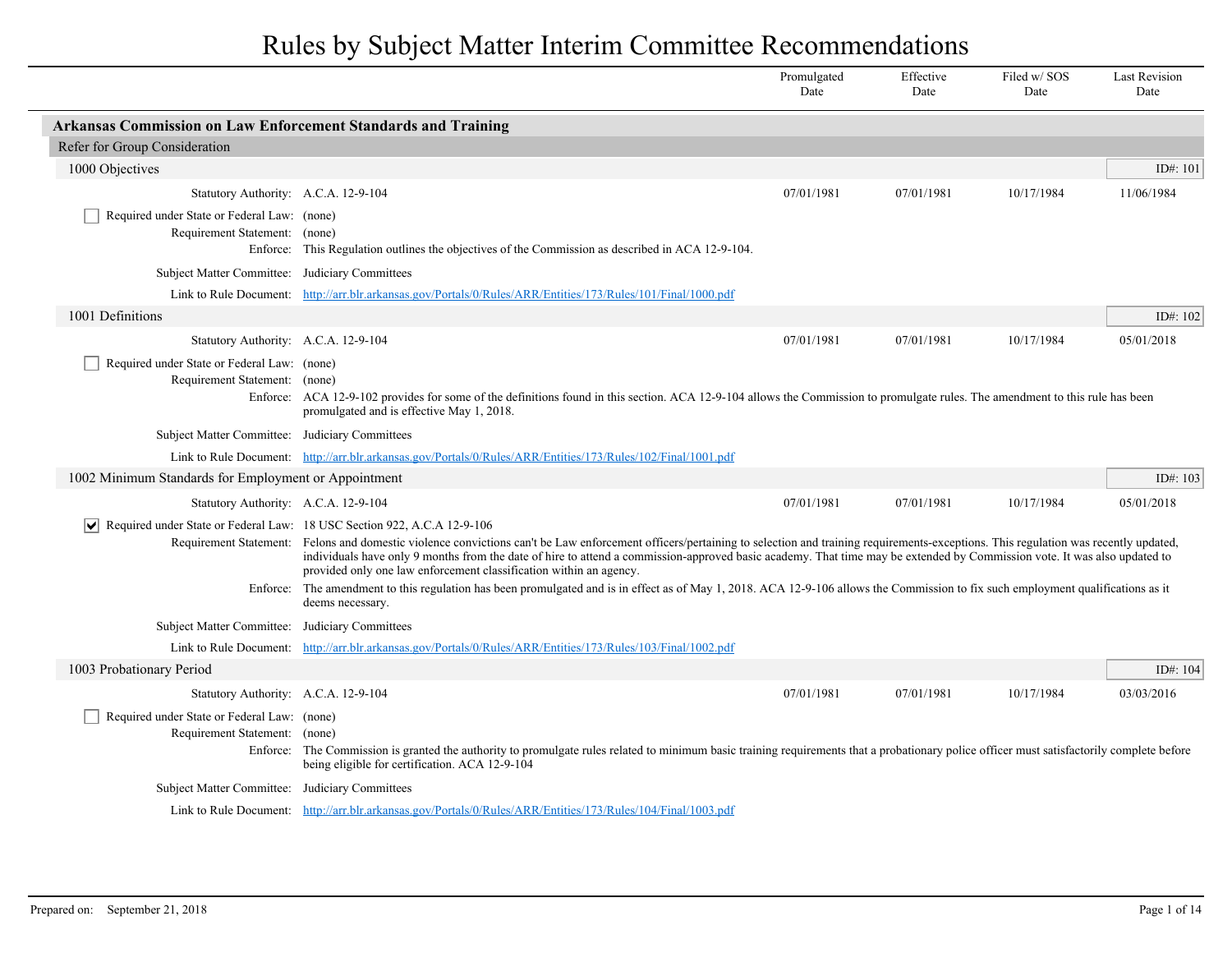# Rules by Subject Matter Interim Committee Recommendations

## Arkansas Commission on Law Enforcement Standards and Training

### Refer for Group Consideration

#### 1000 Objectives

ID#: 101

| | Promulgated Date | Effective Date | Filed w/ SOS Date | Last Revision Date |
|---|---|---|---|---|
| Statutory Authority: A.C.A. 12-9-104 | 07/01/1981 | 07/01/1981 | 10/17/1984 | 11/06/1984 |

- [ ] Required under State or Federal Law: (none)

Requirement Statement: (none)

Enforce: This Regulation outlines the objectives of the Commission as described in ACA 12-9-104.

Subject Matter Committee: Judiciary Committees

Link to Rule Document: http://arr.blr.arkansas.gov/Portals/0/Rules/ARR/Entities/173/Rules/101/Final/1000.pdf

#### 1001 Definitions

ID#: 102

| | Promulgated Date | Effective Date | Filed w/ SOS Date | Last Revision Date |
|---|---|---|---|---|
| Statutory Authority: A.C.A. 12-9-104 | 07/01/1981 | 07/01/1981 | 10/17/1984 | 05/01/2018 |

- [ ] Required under State or Federal Law: (none)

Requirement Statement: (none)

Enforce: ACA 12-9-102 provides for some of the definitions found in this section. ACA 12-9-104 allows the Commission to promulgate rules. The amendment to this rule has been promulgated and is effective May 1, 2018.

Subject Matter Committee: Judiciary Committees

Link to Rule Document: http://arr.blr.arkansas.gov/Portals/0/Rules/ARR/Entities/173/Rules/102/Final/1001.pdf

#### 1002 Minimum Standards for Employment or Appointment

ID#: 103

| | Promulgated Date | Effective Date | Filed w/ SOS Date | Last Revision Date |
|---|---|---|---|---|
| Statutory Authority: A.C.A. 12-9-104 | 07/01/1981 | 07/01/1981 | 10/17/1984 | 05/01/2018 |

- [x] Required under State or Federal Law: 18 USC Section 922, A.C.A 12-9-106

Requirement Statement: Felons and domestic violence convictions can't be Law enforcement officers/pertaining to selection and training requirements-exceptions. This regulation was recently updated, individuals have only 9 months from the date of hire to attend a commission-approved basic academy. That time may be extended by Commission vote. It was also updated to provided only one law enforcement classification within an agency.

Enforce: The amendment to this regulation has been promulgated and is in effect as of May 1, 2018. ACA 12-9-106 allows the Commission to fix such employment qualifications as it deems necessary.

Subject Matter Committee: Judiciary Committees

Link to Rule Document: http://arr.blr.arkansas.gov/Portals/0/Rules/ARR/Entities/173/Rules/103/Final/1002.pdf

#### 1003 Probationary Period

ID#: 104

| | Promulgated Date | Effective Date | Filed w/ SOS Date | Last Revision Date |
|---|---|---|---|---|
| Statutory Authority: A.C.A. 12-9-104 | 07/01/1981 | 07/01/1981 | 10/17/1984 | 03/03/2016 |

- [ ] Required under State or Federal Law: (none)

Requirement Statement: (none)

Enforce: The Commission is granted the authority to promulgate rules related to minimum basic training requirements that a probationary police officer must satisfactorily complete before being eligible for certification. ACA 12-9-104

Subject Matter Committee: Judiciary Committees

Link to Rule Document: http://arr.blr.arkansas.gov/Portals/0/Rules/ARR/Entities/173/Rules/104/Final/1003.pdf

Prepared on: September 21, 2018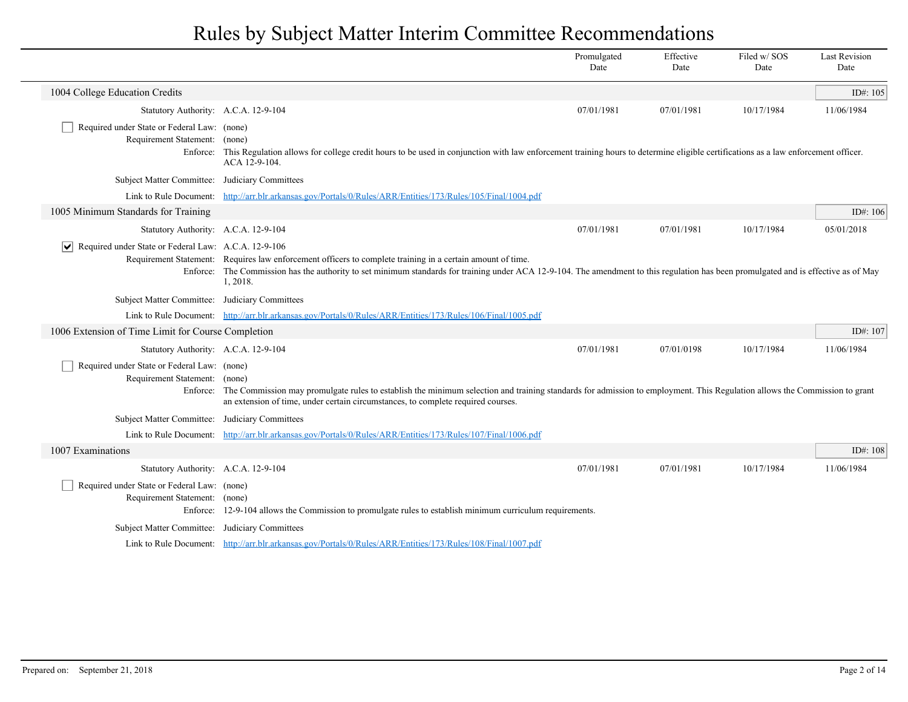# Rules by Subject Matter Interim Committee Recommendations

| | Promulgated Date | Effective Date | Filed w/ SOS Date | Last Revision Date |
|---|---|---|---|---|

## 1004 College Education Credits

ID#: 105

| | Promulgated Date | Effective Date | Filed w/ SOS Date | Last Revision Date |
|---|---|---|---|---|
| Statutory Authority: A.C.A. 12-9-104 | 07/01/1981 | 07/01/1981 | 10/17/1984 | 11/06/1984 |

☐ Required under State or Federal Law: (none)

Requirement Statement: (none)

Enforce: This Regulation allows for college credit hours to be used in conjunction with law enforcement training hours to determine eligible certifications as a law enforcement officer. ACA 12-9-104.

Subject Matter Committee: Judiciary Committees

Link to Rule Document: http://arr.blr.arkansas.gov/Portals/0/Rules/ARR/Entities/173/Rules/105/Final/1004.pdf

## 1005 Minimum Standards for Training

ID#: 106

| | Promulgated Date | Effective Date | Filed w/ SOS Date | Last Revision Date |
|---|---|---|---|---|
| Statutory Authority: A.C.A. 12-9-104 | 07/01/1981 | 07/01/1981 | 10/17/1984 | 05/01/2018 |

☑ Required under State or Federal Law: A.C.A. 12-9-106

Requirement Statement: Requires law enforcement officers to complete training in a certain amount of time.

Enforce: The Commission has the authority to set minimum standards for training under ACA 12-9-104. The amendment to this regulation has been promulgated and is effective as of May 1, 2018.

Subject Matter Committee: Judiciary Committees

Link to Rule Document: http://arr.blr.arkansas.gov/Portals/0/Rules/ARR/Entities/173/Rules/106/Final/1005.pdf

## 1006 Extension of Time Limit for Course Completion

ID#: 107

| | Promulgated Date | Effective Date | Filed w/ SOS Date | Last Revision Date |
|---|---|---|---|---|
| Statutory Authority: A.C.A. 12-9-104 | 07/01/1981 | 07/01/0198 | 10/17/1984 | 11/06/1984 |

☐ Required under State or Federal Law: (none)

Requirement Statement: (none)

Enforce: The Commission may promulgate rules to establish the minimum selection and training standards for admission to employment. This Regulation allows the Commission to grant an extension of time, under certain circumstances, to complete required courses.

Subject Matter Committee: Judiciary Committees

Link to Rule Document: http://arr.blr.arkansas.gov/Portals/0/Rules/ARR/Entities/173/Rules/107/Final/1006.pdf

## 1007 Examinations

ID#: 108

| | Promulgated Date | Effective Date | Filed w/ SOS Date | Last Revision Date |
|---|---|---|---|---|
| Statutory Authority: A.C.A. 12-9-104 | 07/01/1981 | 07/01/1981 | 10/17/1984 | 11/06/1984 |

☐ Required under State or Federal Law: (none)

Requirement Statement: (none)

Enforce: 12-9-104 allows the Commission to promulgate rules to establish minimum curriculum requirements.

Subject Matter Committee: Judiciary Committees

Link to Rule Document: http://arr.blr.arkansas.gov/Portals/0/Rules/ARR/Entities/173/Rules/108/Final/1007.pdf

Prepared on: September 21, 2018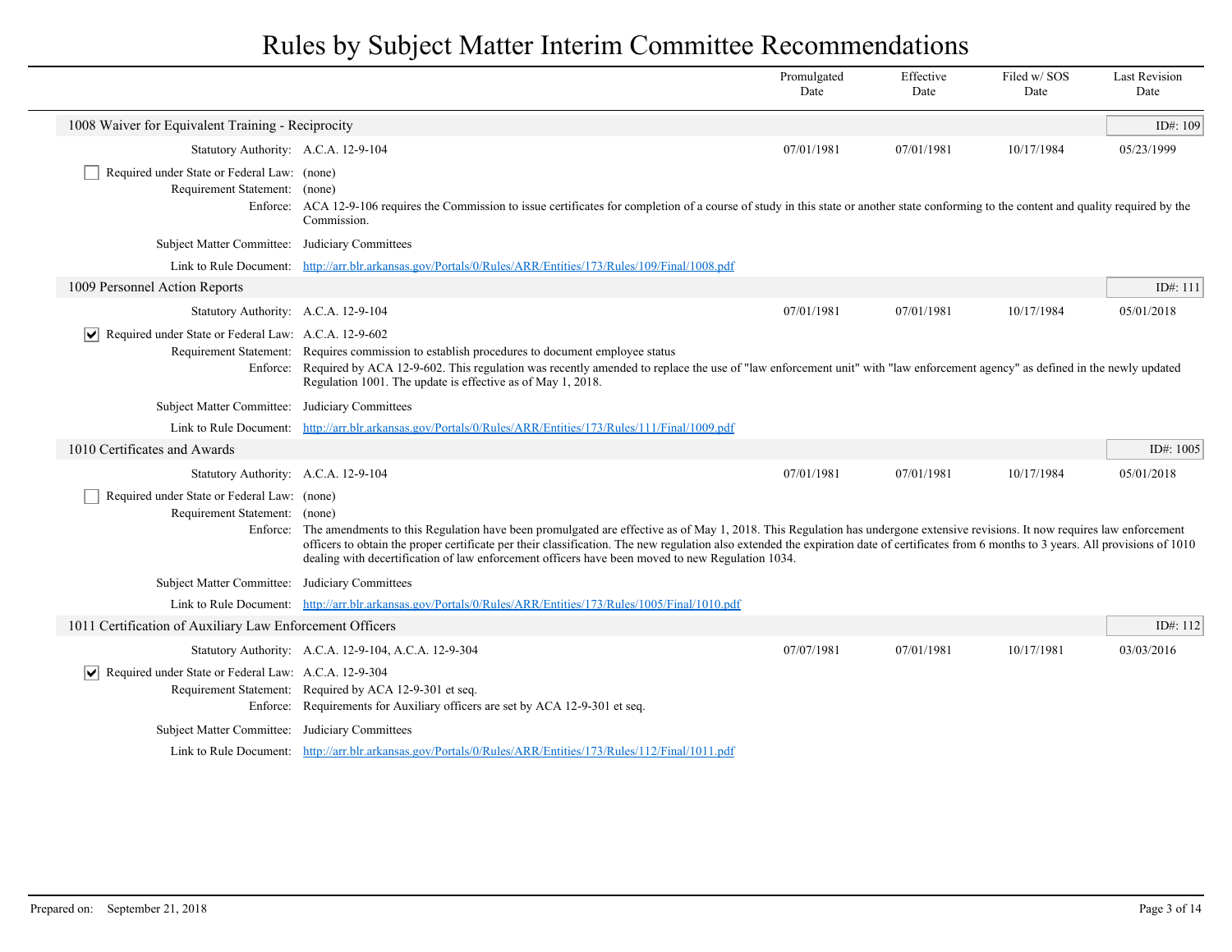# Rules by Subject Matter Interim Committee Recommendations

| | Promulgated Date | Effective Date | Filed w/ SOS Date | Last Revision Date |
|---|---|---|---|---|

## 1008 Waiver for Equivalent Training - Reciprocity

ID#: 109

| | Promulgated Date | Effective Date | Filed w/ SOS Date | Last Revision Date |
|---|---|---|---|---|
| Statutory Authority: A.C.A. 12-9-104 | 07/01/1981 | 07/01/1981 | 10/17/1984 | 05/23/1999 |

- [ ] Required under State or Federal Law: (none)

Requirement Statement: (none)

Enforce: ACA 12-9-106 requires the Commission to issue certificates for completion of a course of study in this state or another state conforming to the content and quality required by the Commission.

Subject Matter Committee: Judiciary Committees

Link to Rule Document: http://arr.blr.arkansas.gov/Portals/0/Rules/ARR/Entities/173/Rules/109/Final/1008.pdf

## 1009 Personnel Action Reports

ID#: 111

| | Promulgated Date | Effective Date | Filed w/ SOS Date | Last Revision Date |
|---|---|---|---|---|
| Statutory Authority: A.C.A. 12-9-104 | 07/01/1981 | 07/01/1981 | 10/17/1984 | 05/01/2018 |

- [x] Required under State or Federal Law: A.C.A. 12-9-602

Requirement Statement: Requires commission to establish procedures to document employee status

Enforce: Required by ACA 12-9-602. This regulation was recently amended to replace the use of "law enforcement unit" with "law enforcement agency" as defined in the newly updated Regulation 1001. The update is effective as of May 1, 2018.

Subject Matter Committee: Judiciary Committees

Link to Rule Document: http://arr.blr.arkansas.gov/Portals/0/Rules/ARR/Entities/173/Rules/111/Final/1009.pdf

## 1010 Certificates and Awards

ID#: 1005

| | Promulgated Date | Effective Date | Filed w/ SOS Date | Last Revision Date |
|---|---|---|---|---|
| Statutory Authority: A.C.A. 12-9-104 | 07/01/1981 | 07/01/1981 | 10/17/1984 | 05/01/2018 |

- [ ] Required under State or Federal Law: (none)

Requirement Statement: (none)

Enforce: The amendments to this Regulation have been promulgated are effective as of May 1, 2018. This Regulation has undergone extensive revisions. It now requires law enforcement officers to obtain the proper certificate per their classification. The new regulation also extended the expiration date of certificates from 6 months to 3 years. All provisions of 1010 dealing with decertification of law enforcement officers have been moved to new Regulation 1034.

Subject Matter Committee: Judiciary Committees

Link to Rule Document: http://arr.blr.arkansas.gov/Portals/0/Rules/ARR/Entities/173/Rules/1005/Final/1010.pdf

## 1011 Certification of Auxiliary Law Enforcement Officers

ID#: 112

| | Promulgated Date | Effective Date | Filed w/ SOS Date | Last Revision Date |
|---|---|---|---|---|
| Statutory Authority: A.C.A. 12-9-104, A.C.A. 12-9-304 | 07/07/1981 | 07/01/1981 | 10/17/1981 | 03/03/2016 |

- [x] Required under State or Federal Law: A.C.A. 12-9-304

Requirement Statement: Required by ACA 12-9-301 et seq.

Enforce: Requirements for Auxiliary officers are set by ACA 12-9-301 et seq.

Subject Matter Committee: Judiciary Committees

Link to Rule Document: http://arr.blr.arkansas.gov/Portals/0/Rules/ARR/Entities/173/Rules/112/Final/1011.pdf

Prepared on: September 21, 2018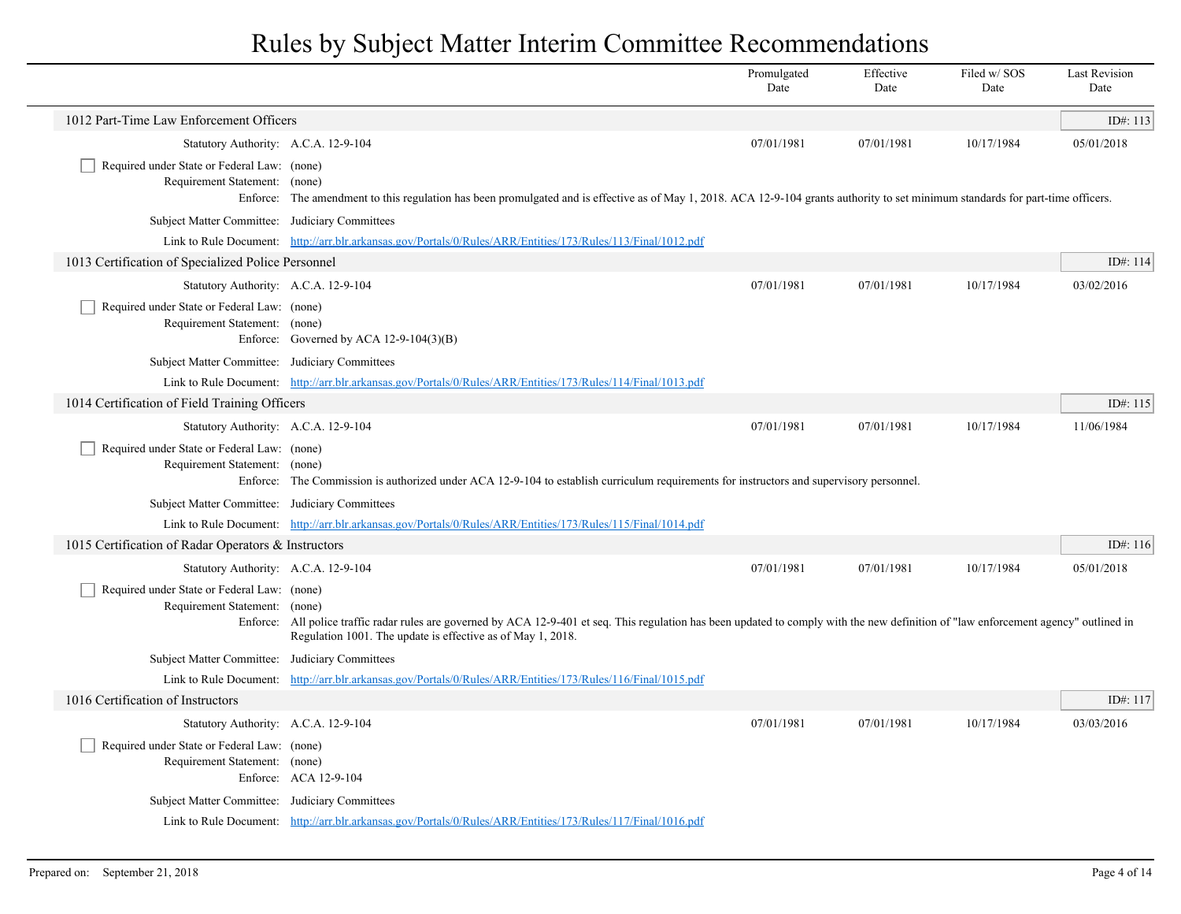# Rules by Subject Matter Interim Committee Recommendations

| | Promulgated Date | Effective Date | Filed w/ SOS Date | Last Revision Date |
|---|---|---|---|---|

## 1012 Part-Time Law Enforcement Officers

ID#: 113

| | Promulgated Date | Effective Date | Filed w/ SOS Date | Last Revision Date |
|---|---|---|---|---|
| Statutory Authority: A.C.A. 12-9-104 | 07/01/1981 | 07/01/1981 | 10/17/1984 | 05/01/2018 |

- [ ] Required under State or Federal Law: (none)

Requirement Statement: (none)

Enforce: The amendment to this regulation has been promulgated and is effective as of May 1, 2018. ACA 12-9-104 grants authority to set minimum standards for part-time officers.

Subject Matter Committee: Judiciary Committees

Link to Rule Document: http://arr.blr.arkansas.gov/Portals/0/Rules/ARR/Entities/173/Rules/113/Final/1012.pdf

## 1013 Certification of Specialized Police Personnel

ID#: 114

| | Promulgated Date | Effective Date | Filed w/ SOS Date | Last Revision Date |
|---|---|---|---|---|
| Statutory Authority: A.C.A. 12-9-104 | 07/01/1981 | 07/01/1981 | 10/17/1984 | 03/02/2016 |

- [ ] Required under State or Federal Law: (none)

Requirement Statement: (none)

Enforce: Governed by ACA 12-9-104(3)(B)

Subject Matter Committee: Judiciary Committees

Link to Rule Document: http://arr.blr.arkansas.gov/Portals/0/Rules/ARR/Entities/173/Rules/114/Final/1013.pdf

## 1014 Certification of Field Training Officers

ID#: 115

| | Promulgated Date | Effective Date | Filed w/ SOS Date | Last Revision Date |
|---|---|---|---|---|
| Statutory Authority: A.C.A. 12-9-104 | 07/01/1981 | 07/01/1981 | 10/17/1984 | 11/06/1984 |

- [ ] Required under State or Federal Law: (none)

Requirement Statement: (none)

Enforce: The Commission is authorized under ACA 12-9-104 to establish curriculum requirements for instructors and supervisory personnel.

Subject Matter Committee: Judiciary Committees

Link to Rule Document: http://arr.blr.arkansas.gov/Portals/0/Rules/ARR/Entities/173/Rules/115/Final/1014.pdf

## 1015 Certification of Radar Operators & Instructors

ID#: 116

| | Promulgated Date | Effective Date | Filed w/ SOS Date | Last Revision Date |
|---|---|---|---|---|
| Statutory Authority: A.C.A. 12-9-104 | 07/01/1981 | 07/01/1981 | 10/17/1984 | 05/01/2018 |

- [ ] Required under State or Federal Law: (none)

Requirement Statement: (none)

Enforce: All police traffic radar rules are governed by ACA 12-9-401 et seq. This regulation has been updated to comply with the new definition of "law enforcement agency" outlined in Regulation 1001. The update is effective as of May 1, 2018.

Subject Matter Committee: Judiciary Committees

Link to Rule Document: http://arr.blr.arkansas.gov/Portals/0/Rules/ARR/Entities/173/Rules/116/Final/1015.pdf

## 1016 Certification of Instructors

ID#: 117

| | Promulgated Date | Effective Date | Filed w/ SOS Date | Last Revision Date |
|---|---|---|---|---|
| Statutory Authority: A.C.A. 12-9-104 | 07/01/1981 | 07/01/1981 | 10/17/1984 | 03/03/2016 |

- [ ] Required under State or Federal Law: (none)

Requirement Statement: (none)

Enforce: ACA 12-9-104

Subject Matter Committee: Judiciary Committees

Link to Rule Document: http://arr.blr.arkansas.gov/Portals/0/Rules/ARR/Entities/173/Rules/117/Final/1016.pdf

Prepared on: September 21, 2018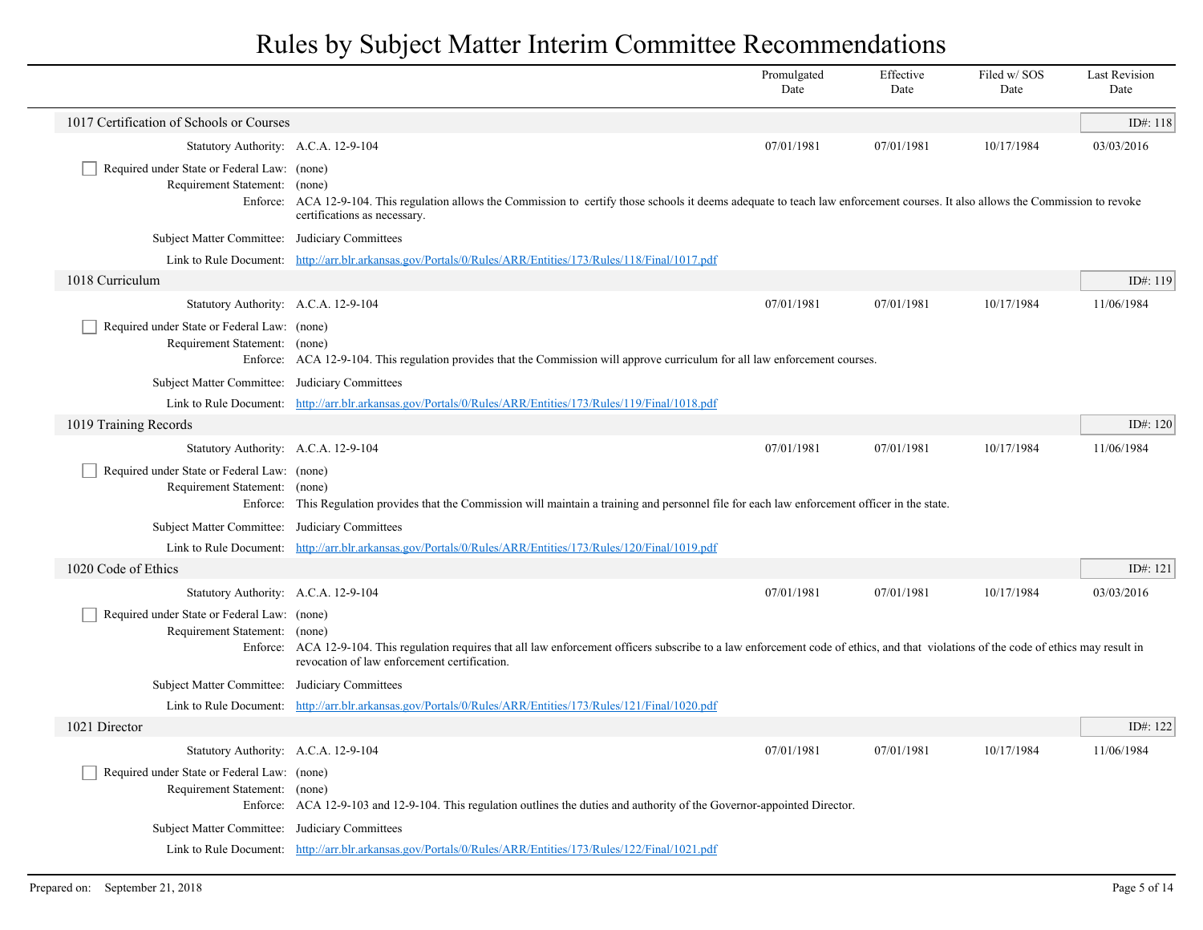# Rules by Subject Matter Interim Committee Recommendations

| | Promulgated Date | Effective Date | Filed w/ SOS Date | Last Revision Date |
|---|---|---|---|---|

## 1017 Certification of Schools or Courses

ID#: 118

| | Promulgated Date | Effective Date | Filed w/ SOS Date | Last Revision Date |
|---|---|---|---|---|
| Statutory Authority: A.C.A. 12-9-104 | 07/01/1981 | 07/01/1981 | 10/17/1984 | 03/03/2016 |

☐ Required under State or Federal Law: (none)

Requirement Statement: (none)

Enforce: ACA 12-9-104. This regulation allows the Commission to certify those schools it deems adequate to teach law enforcement courses. It also allows the Commission to revoke certifications as necessary.

Subject Matter Committee: Judiciary Committees

Link to Rule Document: http://arr.blr.arkansas.gov/Portals/0/Rules/ARR/Entities/173/Rules/118/Final/1017.pdf

## 1018 Curriculum

ID#: 119

| | Promulgated Date | Effective Date | Filed w/ SOS Date | Last Revision Date |
|---|---|---|---|---|
| Statutory Authority: A.C.A. 12-9-104 | 07/01/1981 | 07/01/1981 | 10/17/1984 | 11/06/1984 |

☐ Required under State or Federal Law: (none)

Requirement Statement: (none)

Enforce: ACA 12-9-104. This regulation provides that the Commission will approve curriculum for all law enforcement courses.

Subject Matter Committee: Judiciary Committees

Link to Rule Document: http://arr.blr.arkansas.gov/Portals/0/Rules/ARR/Entities/173/Rules/119/Final/1018.pdf

## 1019 Training Records

ID#: 120

| | Promulgated Date | Effective Date | Filed w/ SOS Date | Last Revision Date |
|---|---|---|---|---|
| Statutory Authority: A.C.A. 12-9-104 | 07/01/1981 | 07/01/1981 | 10/17/1984 | 11/06/1984 |

☐ Required under State or Federal Law: (none)

Requirement Statement: (none)

Enforce: This Regulation provides that the Commission will maintain a training and personnel file for each law enforcement officer in the state.

Subject Matter Committee: Judiciary Committees

Link to Rule Document: http://arr.blr.arkansas.gov/Portals/0/Rules/ARR/Entities/173/Rules/120/Final/1019.pdf

## 1020 Code of Ethics

ID#: 121

| | Promulgated Date | Effective Date | Filed w/ SOS Date | Last Revision Date |
|---|---|---|---|---|
| Statutory Authority: A.C.A. 12-9-104 | 07/01/1981 | 07/01/1981 | 10/17/1984 | 03/03/2016 |

☐ Required under State or Federal Law: (none)

Requirement Statement: (none)

Enforce: ACA 12-9-104. This regulation requires that all law enforcement officers subscribe to a law enforcement code of ethics, and that violations of the code of ethics may result in revocation of law enforcement certification.

Subject Matter Committee: Judiciary Committees

Link to Rule Document: http://arr.blr.arkansas.gov/Portals/0/Rules/ARR/Entities/173/Rules/121/Final/1020.pdf

## 1021 Director

ID#: 122

| | Promulgated Date | Effective Date | Filed w/ SOS Date | Last Revision Date |
|---|---|---|---|---|
| Statutory Authority: A.C.A. 12-9-104 | 07/01/1981 | 07/01/1981 | 10/17/1984 | 11/06/1984 |

☐ Required under State or Federal Law: (none)

Requirement Statement: (none)

Enforce: ACA 12-9-103 and 12-9-104. This regulation outlines the duties and authority of the Governor-appointed Director.

Subject Matter Committee: Judiciary Committees

Link to Rule Document: http://arr.blr.arkansas.gov/Portals/0/Rules/ARR/Entities/173/Rules/122/Final/1021.pdf

Prepared on: September 21, 2018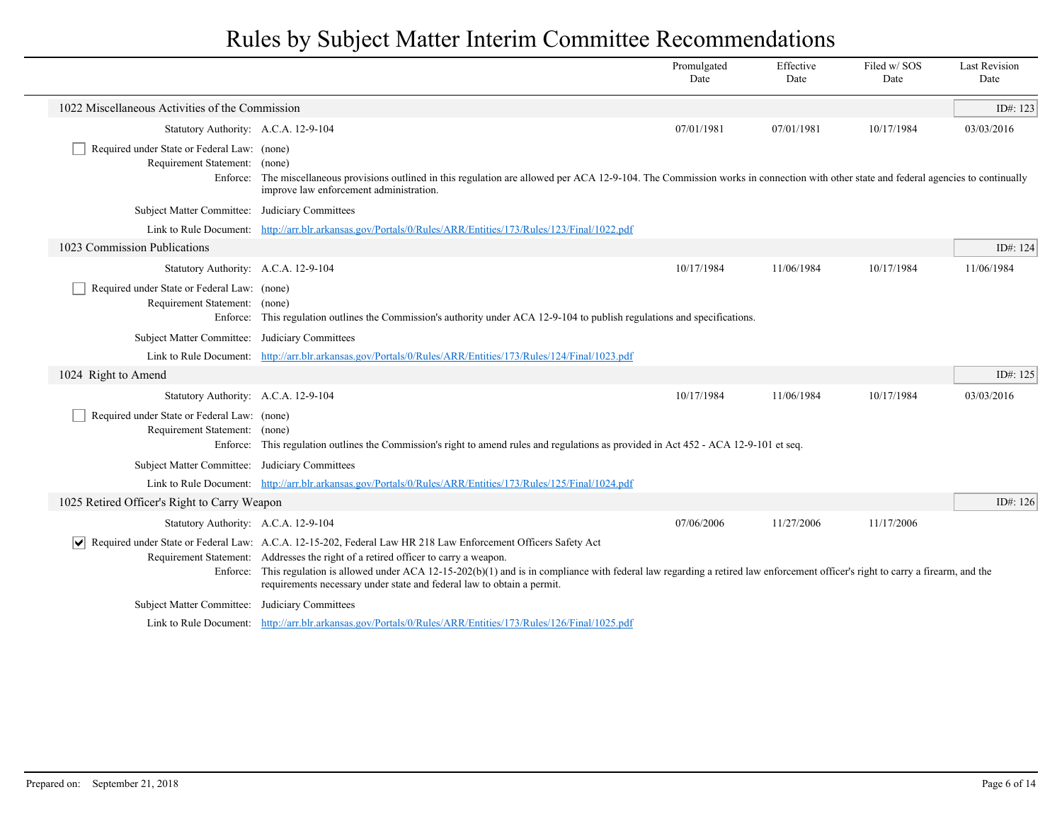# Rules by Subject Matter Interim Committee Recommendations

| | Promulgated Date | Effective Date | Filed w/ SOS Date | Last Revision Date |
|---|---|---|---|---|

## 1022 Miscellaneous Activities of the Commission

ID#: 123

| | Promulgated Date | Effective Date | Filed w/ SOS Date | Last Revision Date |
|---|---|---|---|---|
| Statutory Authority: A.C.A. 12-9-104 | 07/01/1981 | 07/01/1981 | 10/17/1984 | 03/03/2016 |

☐ Required under State or Federal Law: (none)

Requirement Statement: (none)

Enforce: The miscellaneous provisions outlined in this regulation are allowed per ACA 12-9-104. The Commission works in connection with other state and federal agencies to continually improve law enforcement administration.

Subject Matter Committee: Judiciary Committees

Link to Rule Document: http://arr.blr.arkansas.gov/Portals/0/Rules/ARR/Entities/173/Rules/123/Final/1022.pdf

## 1023 Commission Publications

ID#: 124

| | Promulgated Date | Effective Date | Filed w/ SOS Date | Last Revision Date |
|---|---|---|---|---|
| Statutory Authority: A.C.A. 12-9-104 | 10/17/1984 | 11/06/1984 | 10/17/1984 | 11/06/1984 |

☐ Required under State or Federal Law: (none)

Requirement Statement: (none)

Enforce: This regulation outlines the Commission's authority under ACA 12-9-104 to publish regulations and specifications.

Subject Matter Committee: Judiciary Committees

Link to Rule Document: http://arr.blr.arkansas.gov/Portals/0/Rules/ARR/Entities/173/Rules/124/Final/1023.pdf

## 1024 Right to Amend

ID#: 125

| | Promulgated Date | Effective Date | Filed w/ SOS Date | Last Revision Date |
|---|---|---|---|---|
| Statutory Authority: A.C.A. 12-9-104 | 10/17/1984 | 11/06/1984 | 10/17/1984 | 03/03/2016 |

☐ Required under State or Federal Law: (none)

Requirement Statement: (none)

Enforce: This regulation outlines the Commission's right to amend rules and regulations as provided in Act 452 - ACA 12-9-101 et seq.

Subject Matter Committee: Judiciary Committees

Link to Rule Document: http://arr.blr.arkansas.gov/Portals/0/Rules/ARR/Entities/173/Rules/125/Final/1024.pdf

## 1025 Retired Officer's Right to Carry Weapon

ID#: 126

| | Promulgated Date | Effective Date | Filed w/ SOS Date | Last Revision Date |
|---|---|---|---|---|
| Statutory Authority: A.C.A. 12-9-104 | 07/06/2006 | 11/27/2006 | 11/17/2006 | |

☑ Required under State or Federal Law: A.C.A. 12-15-202, Federal Law HR 218 Law Enforcement Officers Safety Act

Requirement Statement: Addresses the right of a retired officer to carry a weapon.

Enforce: This regulation is allowed under ACA 12-15-202(b)(1) and is in compliance with federal law regarding a retired law enforcement officer's right to carry a firearm, and the requirements necessary under state and federal law to obtain a permit.

Subject Matter Committee: Judiciary Committees

Link to Rule Document: http://arr.blr.arkansas.gov/Portals/0/Rules/ARR/Entities/173/Rules/126/Final/1025.pdf

Prepared on: September 21, 2018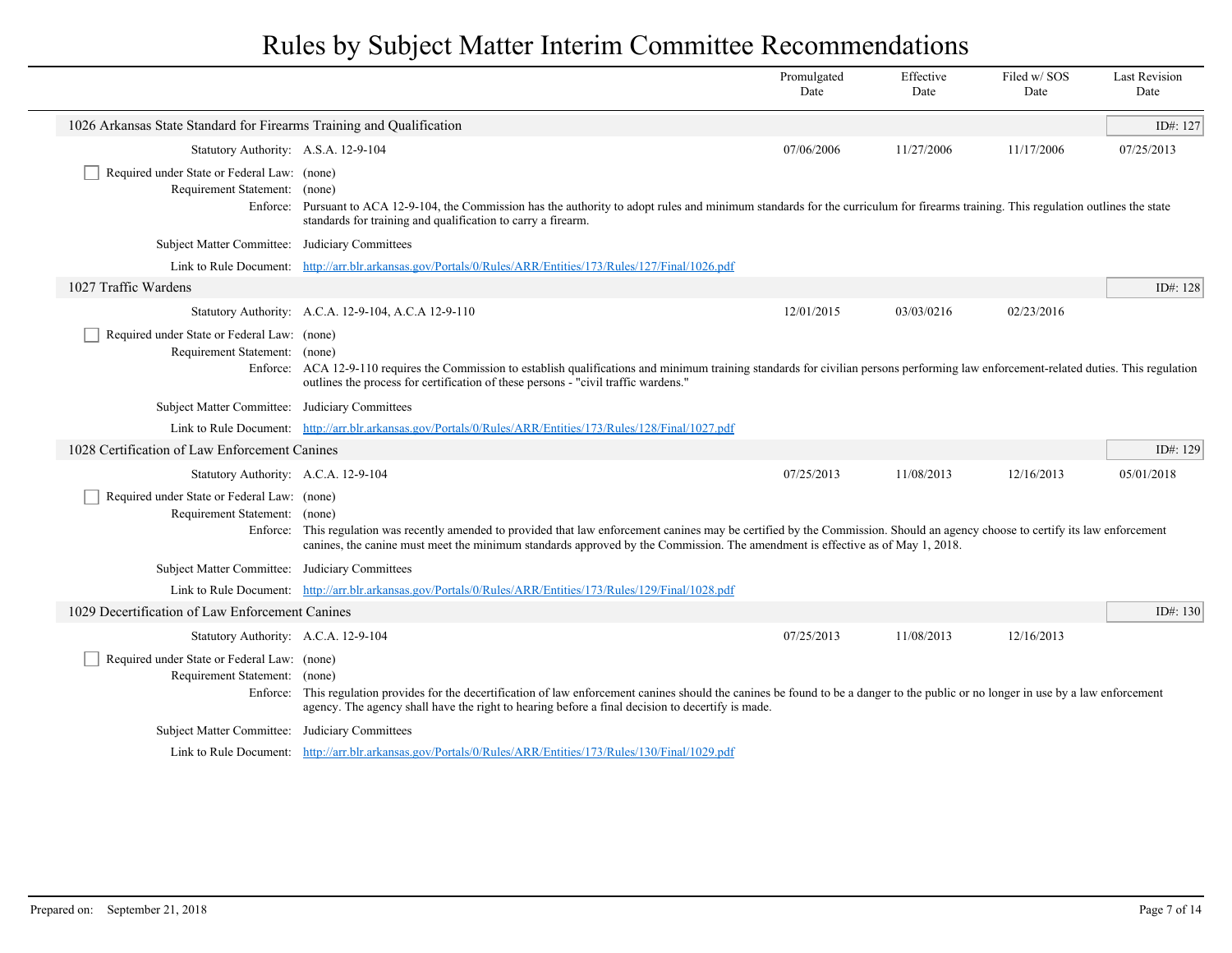# Rules by Subject Matter Interim Committee Recommendations

| | Promulgated Date | Effective Date | Filed w/ SOS Date | Last Revision Date |
|---|---|---|---|---|

## 1026 Arkansas State Standard for Firearms Training and Qualification

ID#: 127

| | Promulgated Date | Effective Date | Filed w/ SOS Date | Last Revision Date |
|---|---|---|---|---|
| Statutory Authority: A.S.A. 12-9-104 | 07/06/2006 | 11/27/2006 | 11/17/2006 | 07/25/2013 |

☐ Required under State or Federal Law: (none)

Requirement Statement: (none)

Enforce: Pursuant to ACA 12-9-104, the Commission has the authority to adopt rules and minimum standards for the curriculum for firearms training. This regulation outlines the state standards for training and qualification to carry a firearm.

Subject Matter Committee: Judiciary Committees

Link to Rule Document: http://arr.blr.arkansas.gov/Portals/0/Rules/ARR/Entities/173/Rules/127/Final/1026.pdf

## 1027 Traffic Wardens

ID#: 128

| | Promulgated Date | Effective Date | Filed w/ SOS Date | Last Revision Date |
|---|---|---|---|---|
| Statutory Authority: A.C.A. 12-9-104, A.C.A 12-9-110 | 12/01/2015 | 03/03/0216 | 02/23/2016 | |

☐ Required under State or Federal Law: (none)

Requirement Statement: (none)

Enforce: ACA 12-9-110 requires the Commission to establish qualifications and minimum training standards for civilian persons performing law enforcement-related duties. This regulation outlines the process for certification of these persons - "civil traffic wardens."

Subject Matter Committee: Judiciary Committees

Link to Rule Document: http://arr.blr.arkansas.gov/Portals/0/Rules/ARR/Entities/173/Rules/128/Final/1027.pdf

## 1028 Certification of Law Enforcement Canines

ID#: 129

| | Promulgated Date | Effective Date | Filed w/ SOS Date | Last Revision Date |
|---|---|---|---|---|
| Statutory Authority: A.C.A. 12-9-104 | 07/25/2013 | 11/08/2013 | 12/16/2013 | 05/01/2018 |

☐ Required under State or Federal Law: (none)

Requirement Statement: (none)

Enforce: This regulation was recently amended to provided that law enforcement canines may be certified by the Commission. Should an agency choose to certify its law enforcement canines, the canine must meet the minimum standards approved by the Commission. The amendment is effective as of May 1, 2018.

Subject Matter Committee: Judiciary Committees

Link to Rule Document: http://arr.blr.arkansas.gov/Portals/0/Rules/ARR/Entities/173/Rules/129/Final/1028.pdf

## 1029 Decertification of Law Enforcement Canines

ID#: 130

| | Promulgated Date | Effective Date | Filed w/ SOS Date | Last Revision Date |
|---|---|---|---|---|
| Statutory Authority: A.C.A. 12-9-104 | 07/25/2013 | 11/08/2013 | 12/16/2013 | |

☐ Required under State or Federal Law: (none)

Requirement Statement: (none)

Enforce: This regulation provides for the decertification of law enforcement canines should the canines be found to be a danger to the public or no longer in use by a law enforcement agency. The agency shall have the right to hearing before a final decision to decertify is made.

Subject Matter Committee: Judiciary Committees

Link to Rule Document: http://arr.blr.arkansas.gov/Portals/0/Rules/ARR/Entities/173/Rules/130/Final/1029.pdf

Prepared on: September 21, 2018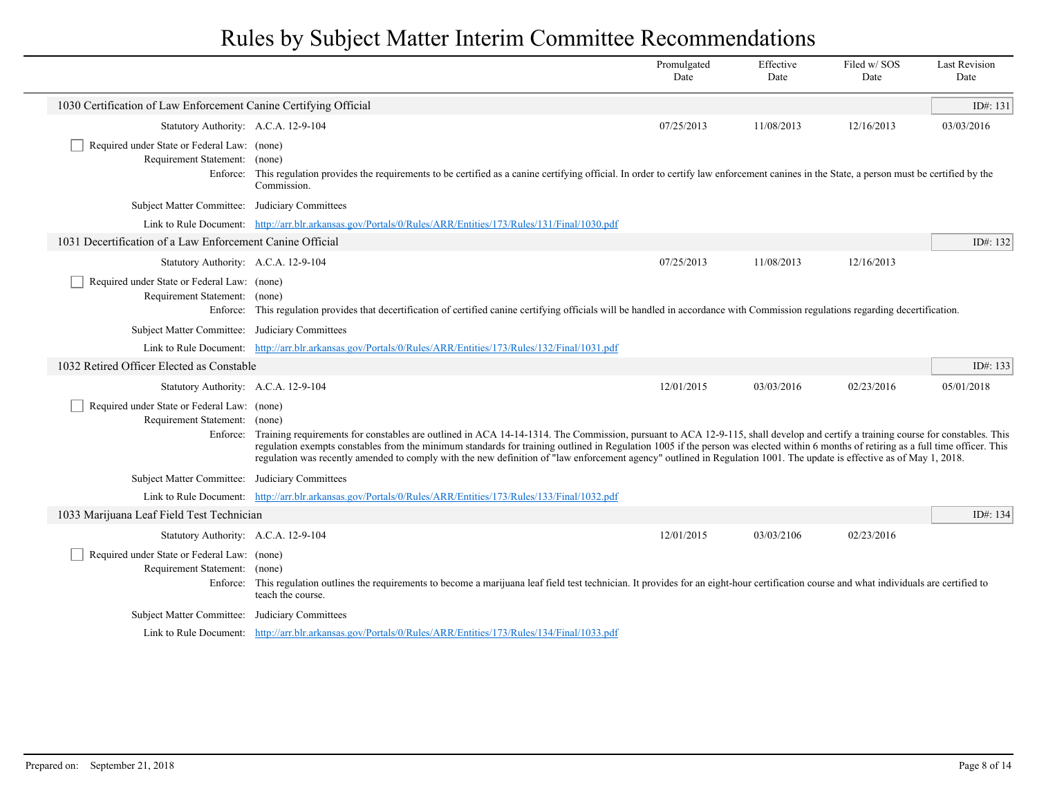# Rules by Subject Matter Interim Committee Recommendations

| | Promulgated Date | Effective Date | Filed w/ SOS Date | Last Revision Date |
|---|---|---|---|---|

## 1030 Certification of Law Enforcement Canine Certifying Official

ID#: 131

| | Promulgated Date | Effective Date | Filed w/ SOS Date | Last Revision Date |
|---|---|---|---|---|
| Statutory Authority: A.C.A. 12-9-104 | 07/25/2013 | 11/08/2013 | 12/16/2013 | 03/03/2016 |

- [ ] Required under State or Federal Law: (none)

Requirement Statement: (none)

Enforce: This regulation provides the requirements to be certified as a canine certifying official. In order to certify law enforcement canines in the State, a person must be certified by the Commission.

Subject Matter Committee: Judiciary Committees

Link to Rule Document: http://arr.blr.arkansas.gov/Portals/0/Rules/ARR/Entities/173/Rules/131/Final/1030.pdf

## 1031 Decertification of a Law Enforcement Canine Official

ID#: 132

| | Promulgated Date | Effective Date | Filed w/ SOS Date | Last Revision Date |
|---|---|---|---|---|
| Statutory Authority: A.C.A. 12-9-104 | 07/25/2013 | 11/08/2013 | 12/16/2013 | |

- [ ] Required under State or Federal Law: (none)

Requirement Statement: (none)

Enforce: This regulation provides that decertification of certified canine certifying officials will be handled in accordance with Commission regulations regarding decertification.

Subject Matter Committee: Judiciary Committees

Link to Rule Document: http://arr.blr.arkansas.gov/Portals/0/Rules/ARR/Entities/173/Rules/132/Final/1031.pdf

## 1032 Retired Officer Elected as Constable

ID#: 133

| | Promulgated Date | Effective Date | Filed w/ SOS Date | Last Revision Date |
|---|---|---|---|---|
| Statutory Authority: A.C.A. 12-9-104 | 12/01/2015 | 03/03/2016 | 02/23/2016 | 05/01/2018 |

- [ ] Required under State or Federal Law: (none)

Requirement Statement: (none)

Enforce: Training requirements for constables are outlined in ACA 14-14-1314. The Commission, pursuant to ACA 12-9-115, shall develop and certify a training course for constables. This regulation exempts constables from the minimum standards for training outlined in Regulation 1005 if the person was elected within 6 months of retiring as a full time officer. This regulation was recently amended to comply with the new definition of "law enforcement agency" outlined in Regulation 1001. The update is effective as of May 1, 2018.

Subject Matter Committee: Judiciary Committees

Link to Rule Document: http://arr.blr.arkansas.gov/Portals/0/Rules/ARR/Entities/173/Rules/133/Final/1032.pdf

## 1033 Marijuana Leaf Field Test Technician

ID#: 134

| | Promulgated Date | Effective Date | Filed w/ SOS Date | Last Revision Date |
|---|---|---|---|---|
| Statutory Authority: A.C.A. 12-9-104 | 12/01/2015 | 03/03/2106 | 02/23/2016 | |

- [ ] Required under State or Federal Law: (none)

Requirement Statement: (none)

Enforce: This regulation outlines the requirements to become a marijuana leaf field test technician. It provides for an eight-hour certification course and what individuals are certified to teach the course.

Subject Matter Committee: Judiciary Committees

Link to Rule Document: http://arr.blr.arkansas.gov/Portals/0/Rules/ARR/Entities/173/Rules/134/Final/1033.pdf

Prepared on: September 21, 2018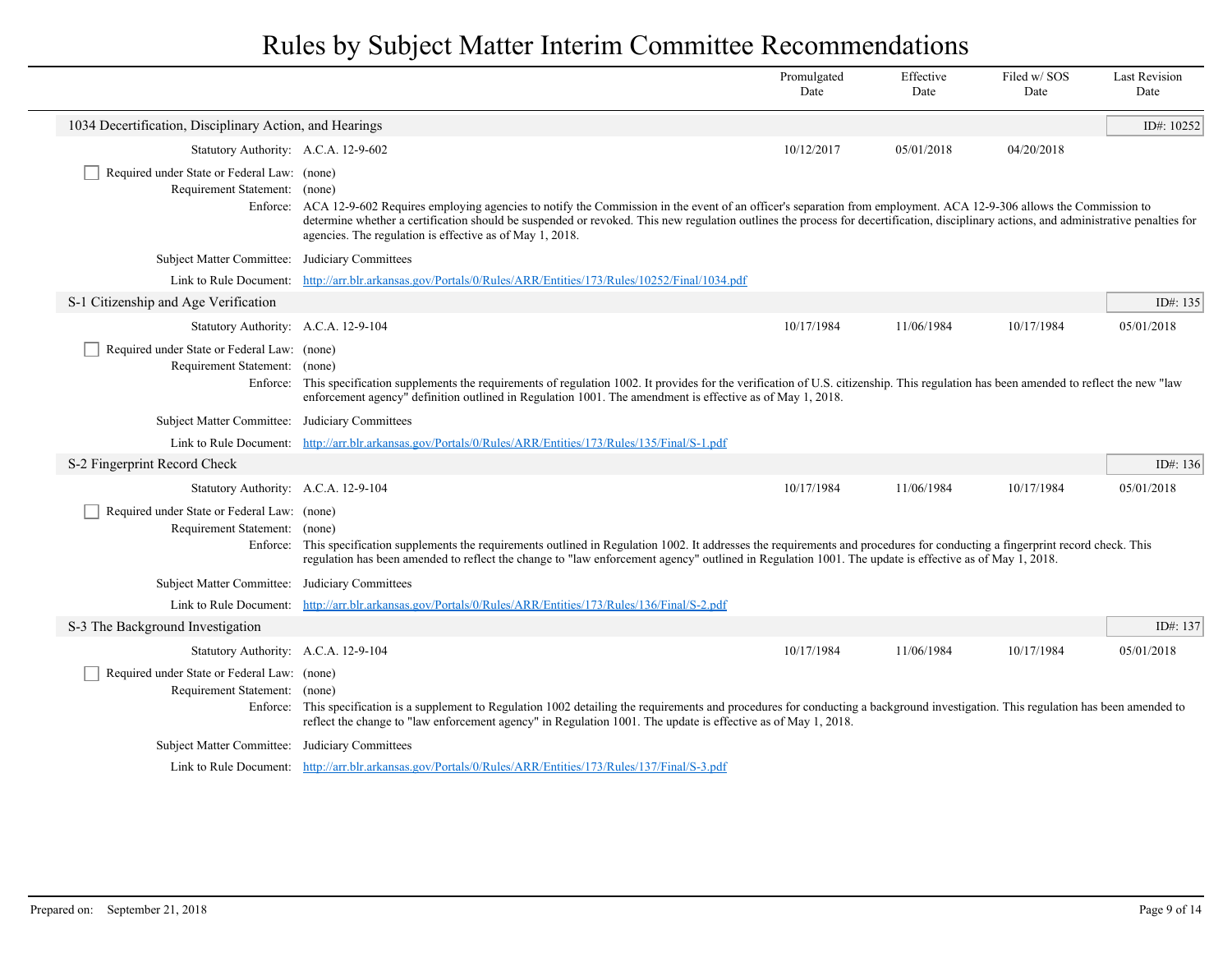# Rules by Subject Matter Interim Committee Recommendations

| | | Promulgated Date | Effective Date | Filed w/ SOS Date | Last Revision Date |
|---|---|---|---|---|---|

## 1034 Decertification, Disciplinary Action, and Hearings

ID#: 10252

| | | Promulgated Date | Effective Date | Filed w/ SOS Date | Last Revision Date |
|---|---|---|---|---|---|
| Statutory Authority: | A.C.A. 12-9-602 | 10/12/2017 | 05/01/2018 | 04/20/2018 | |

- [ ] Required under State or Federal Law: (none)

Requirement Statement: (none)

Enforce: ACA 12-9-602 Requires employing agencies to notify the Commission in the event of an officer's separation from employment. ACA 12-9-306 allows the Commission to determine whether a certification should be suspended or revoked. This new regulation outlines the process for decertification, disciplinary actions, and administrative penalties for agencies. The regulation is effective as of May 1, 2018.

Subject Matter Committee: Judiciary Committees

Link to Rule Document: http://arr.blr.arkansas.gov/Portals/0/Rules/ARR/Entities/173/Rules/10252/Final/1034.pdf

## S-1 Citizenship and Age Verification

ID#: 135

| | | Promulgated Date | Effective Date | Filed w/ SOS Date | Last Revision Date |
|---|---|---|---|---|---|
| Statutory Authority: | A.C.A. 12-9-104 | 10/17/1984 | 11/06/1984 | 10/17/1984 | 05/01/2018 |

- [ ] Required under State or Federal Law: (none)

Requirement Statement: (none)

Enforce: This specification supplements the requirements of regulation 1002. It provides for the verification of U.S. citizenship. This regulation has been amended to reflect the new "law enforcement agency" definition outlined in Regulation 1001. The amendment is effective as of May 1, 2018.

Subject Matter Committee: Judiciary Committees

Link to Rule Document: http://arr.blr.arkansas.gov/Portals/0/Rules/ARR/Entities/173/Rules/135/Final/S-1.pdf

## S-2 Fingerprint Record Check

ID#: 136

| | | Promulgated Date | Effective Date | Filed w/ SOS Date | Last Revision Date |
|---|---|---|---|---|---|
| Statutory Authority: | A.C.A. 12-9-104 | 10/17/1984 | 11/06/1984 | 10/17/1984 | 05/01/2018 |

- [ ] Required under State or Federal Law: (none)

Requirement Statement: (none)

Enforce: This specification supplements the requirements outlined in Regulation 1002. It addresses the requirements and procedures for conducting a fingerprint record check. This regulation has been amended to reflect the change to "law enforcement agency" outlined in Regulation 1001. The update is effective as of May 1, 2018.

Subject Matter Committee: Judiciary Committees

Link to Rule Document: http://arr.blr.arkansas.gov/Portals/0/Rules/ARR/Entities/173/Rules/136/Final/S-2.pdf

## S-3 The Background Investigation

ID#: 137

| | | Promulgated Date | Effective Date | Filed w/ SOS Date | Last Revision Date |
|---|---|---|---|---|---|
| Statutory Authority: | A.C.A. 12-9-104 | 10/17/1984 | 11/06/1984 | 10/17/1984 | 05/01/2018 |

- [ ] Required under State or Federal Law: (none)

Requirement Statement: (none)

Enforce: This specification is a supplement to Regulation 1002 detailing the requirements and procedures for conducting a background investigation. This regulation has been amended to reflect the change to "law enforcement agency" in Regulation 1001. The update is effective as of May 1, 2018.

Subject Matter Committee: Judiciary Committees

Link to Rule Document: http://arr.blr.arkansas.gov/Portals/0/Rules/ARR/Entities/173/Rules/137/Final/S-3.pdf

Prepared on: September 21, 2018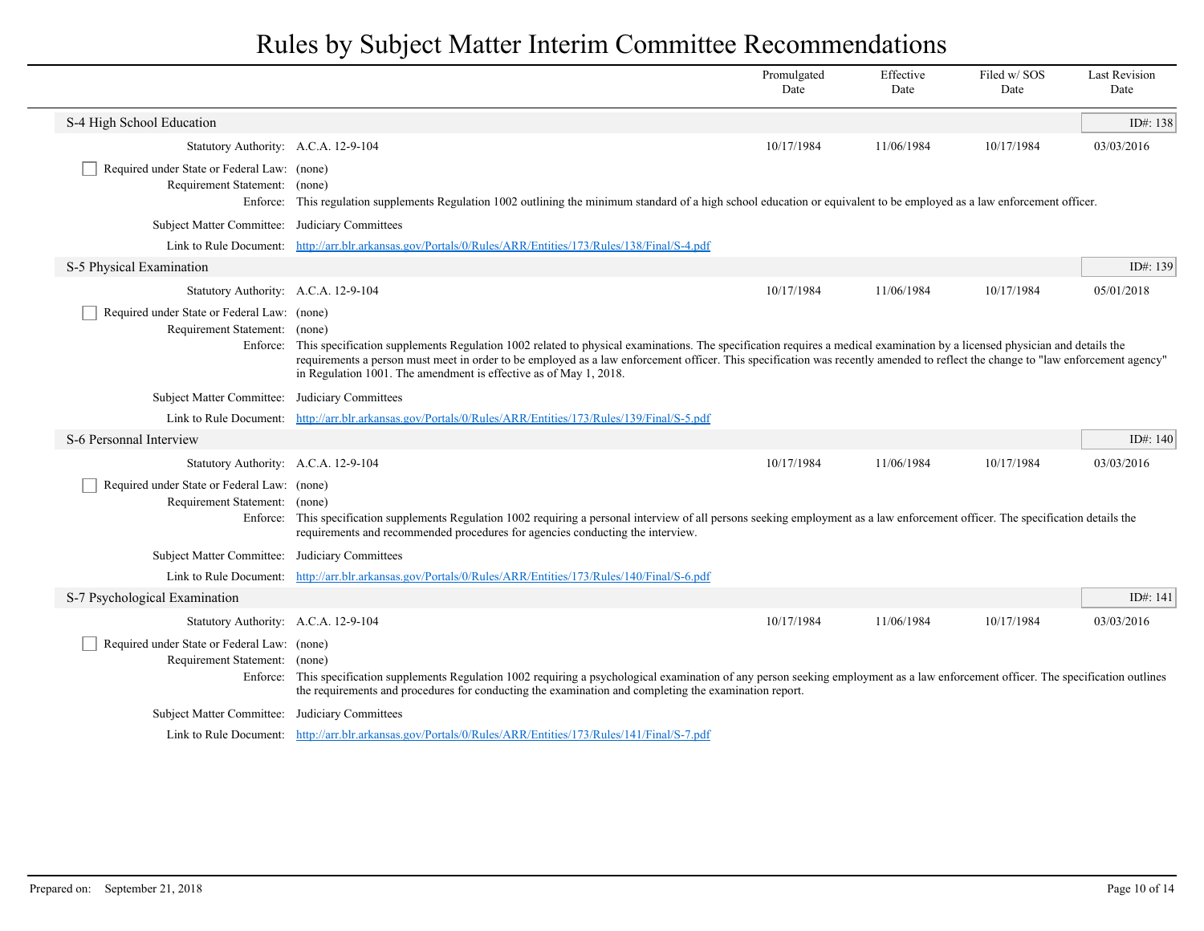# Rules by Subject Matter Interim Committee Recommendations

| | Promulgated Date | Effective Date | Filed w/ SOS Date | Last Revision Date |
|---|---|---|---|---|

## S-4 High School Education

ID#: 138

**Statutory Authority:** A.C.A. 12-9-104

| Promulgated Date | Effective Date | Filed w/ SOS Date | Last Revision Date |
|---|---|---|---|
| 10/17/1984 | 11/06/1984 | 10/17/1984 | 03/03/2016 |

☐ **Required under State or Federal Law:** (none)

**Requirement Statement:** (none)

**Enforce:** This regulation supplements Regulation 1002 outlining the minimum standard of a high school education or equivalent to be employed as a law enforcement officer.

**Subject Matter Committee:** Judiciary Committees

**Link to Rule Document:** http://arr.blr.arkansas.gov/Portals/0/Rules/ARR/Entities/173/Rules/138/Final/S-4.pdf

## S-5 Physical Examination

ID#: 139

**Statutory Authority:** A.C.A. 12-9-104

| Promulgated Date | Effective Date | Filed w/ SOS Date | Last Revision Date |
|---|---|---|---|
| 10/17/1984 | 11/06/1984 | 10/17/1984 | 05/01/2018 |

☐ **Required under State or Federal Law:** (none)

**Requirement Statement:** (none)

**Enforce:** This specification supplements Regulation 1002 related to physical examinations. The specification requires a medical examination by a licensed physician and details the requirements a person must meet in order to be employed as a law enforcement officer. This specification was recently amended to reflect the change to "law enforcement agency" in Regulation 1001. The amendment is effective as of May 1, 2018.

**Subject Matter Committee:** Judiciary Committees

**Link to Rule Document:** http://arr.blr.arkansas.gov/Portals/0/Rules/ARR/Entities/173/Rules/139/Final/S-5.pdf

## S-6 Personnal Interview

ID#: 140

**Statutory Authority:** A.C.A. 12-9-104

| Promulgated Date | Effective Date | Filed w/ SOS Date | Last Revision Date |
|---|---|---|---|
| 10/17/1984 | 11/06/1984 | 10/17/1984 | 03/03/2016 |

☐ **Required under State or Federal Law:** (none)

**Requirement Statement:** (none)

**Enforce:** This specification supplements Regulation 1002 requiring a personal interview of all persons seeking employment as a law enforcement officer. The specification details the requirements and recommended procedures for agencies conducting the interview.

**Subject Matter Committee:** Judiciary Committees

**Link to Rule Document:** http://arr.blr.arkansas.gov/Portals/0/Rules/ARR/Entities/173/Rules/140/Final/S-6.pdf

## S-7 Psychological Examination

ID#: 141

**Statutory Authority:** A.C.A. 12-9-104

| Promulgated Date | Effective Date | Filed w/ SOS Date | Last Revision Date |
|---|---|---|---|
| 10/17/1984 | 11/06/1984 | 10/17/1984 | 03/03/2016 |

☐ **Required under State or Federal Law:** (none)

**Requirement Statement:** (none)

**Enforce:** This specification supplements Regulation 1002 requiring a psychological examination of any person seeking employment as a law enforcement officer. The specification outlines the requirements and procedures for conducting the examination and completing the examination report.

**Subject Matter Committee:** Judiciary Committees

**Link to Rule Document:** http://arr.blr.arkansas.gov/Portals/0/Rules/ARR/Entities/173/Rules/141/Final/S-7.pdf

Prepared on: September 21, 2018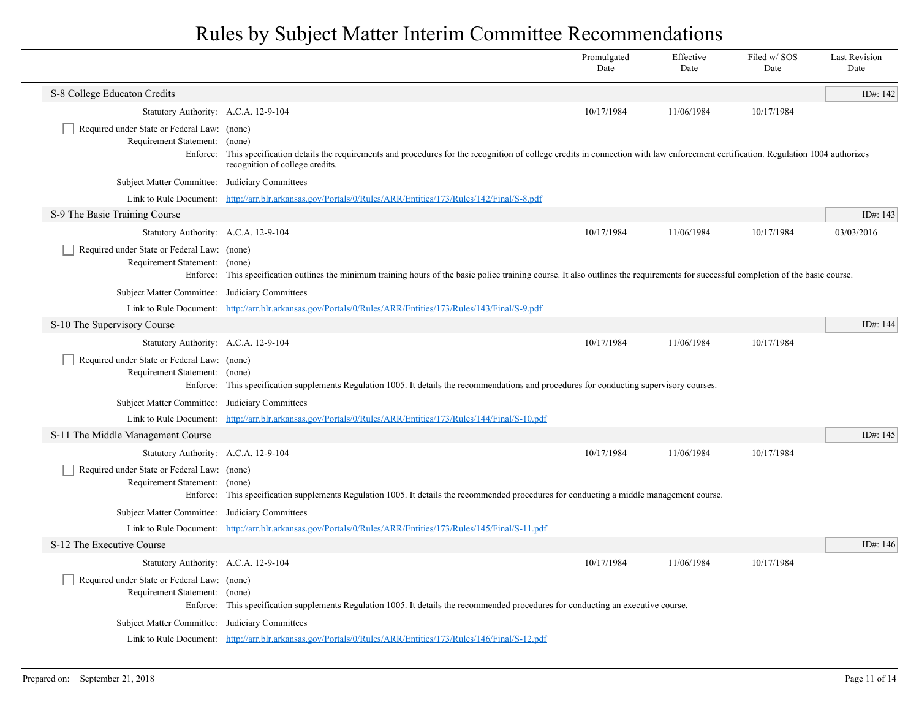# Rules by Subject Matter Interim Committee Recommendations

| | Promulgated Date | Effective Date | Filed w/ SOS Date | Last Revision Date |
|---|---|---|---|---|

## S-8 College Educaton Credits

ID#: 142

| | | Promulgated Date | Effective Date | Filed w/ SOS Date | Last Revision Date |
|---|---|---|---|---|---|
| Statutory Authority: | A.C.A. 12-9-104 | 10/17/1984 | 11/06/1984 | 10/17/1984 | |

- [ ] Required under State or Federal Law: (none)

Requirement Statement: (none)

Enforce: This specification details the requirements and procedures for the recognition of college credits in connection with law enforcement certification. Regulation 1004 authorizes recognition of college credits.

Subject Matter Committee: Judiciary Committees

Link to Rule Document: http://arr.blr.arkansas.gov/Portals/0/Rules/ARR/Entities/173/Rules/142/Final/S-8.pdf

## S-9 The Basic Training Course

ID#: 143

| | | Promulgated Date | Effective Date | Filed w/ SOS Date | Last Revision Date |
|---|---|---|---|---|---|
| Statutory Authority: | A.C.A. 12-9-104 | 10/17/1984 | 11/06/1984 | 10/17/1984 | 03/03/2016 |

- [ ] Required under State or Federal Law: (none)

Requirement Statement: (none)

Enforce: This specification outlines the minimum training hours of the basic police training course. It also outlines the requirements for successful completion of the basic course.

Subject Matter Committee: Judiciary Committees

Link to Rule Document: http://arr.blr.arkansas.gov/Portals/0/Rules/ARR/Entities/173/Rules/143/Final/S-9.pdf

## S-10 The Supervisory Course

ID#: 144

| | | Promulgated Date | Effective Date | Filed w/ SOS Date | Last Revision Date |
|---|---|---|---|---|---|
| Statutory Authority: | A.C.A. 12-9-104 | 10/17/1984 | 11/06/1984 | 10/17/1984 | |

- [ ] Required under State or Federal Law: (none)

Requirement Statement: (none)

Enforce: This specification supplements Regulation 1005. It details the recommendations and procedures for conducting supervisory courses.

Subject Matter Committee: Judiciary Committees

Link to Rule Document: http://arr.blr.arkansas.gov/Portals/0/Rules/ARR/Entities/173/Rules/144/Final/S-10.pdf

## S-11 The Middle Management Course

ID#: 145

| | | Promulgated Date | Effective Date | Filed w/ SOS Date | Last Revision Date |
|---|---|---|---|---|---|
| Statutory Authority: | A.C.A. 12-9-104 | 10/17/1984 | 11/06/1984 | 10/17/1984 | |

- [ ] Required under State or Federal Law: (none)

Requirement Statement: (none)

Enforce: This specification supplements Regulation 1005. It details the recommended procedures for conducting a middle management course.

Subject Matter Committee: Judiciary Committees

Link to Rule Document: http://arr.blr.arkansas.gov/Portals/0/Rules/ARR/Entities/173/Rules/145/Final/S-11.pdf

## S-12 The Executive Course

ID#: 146

| | | Promulgated Date | Effective Date | Filed w/ SOS Date | Last Revision Date |
|---|---|---|---|---|---|
| Statutory Authority: | A.C.A. 12-9-104 | 10/17/1984 | 11/06/1984 | 10/17/1984 | |

- [ ] Required under State or Federal Law: (none)

Requirement Statement: (none)

Enforce: This specification supplements Regulation 1005. It details the recommended procedures for conducting an executive course.

Subject Matter Committee: Judiciary Committees

Link to Rule Document: http://arr.blr.arkansas.gov/Portals/0/Rules/ARR/Entities/173/Rules/146/Final/S-12.pdf

Prepared on: September 21, 2018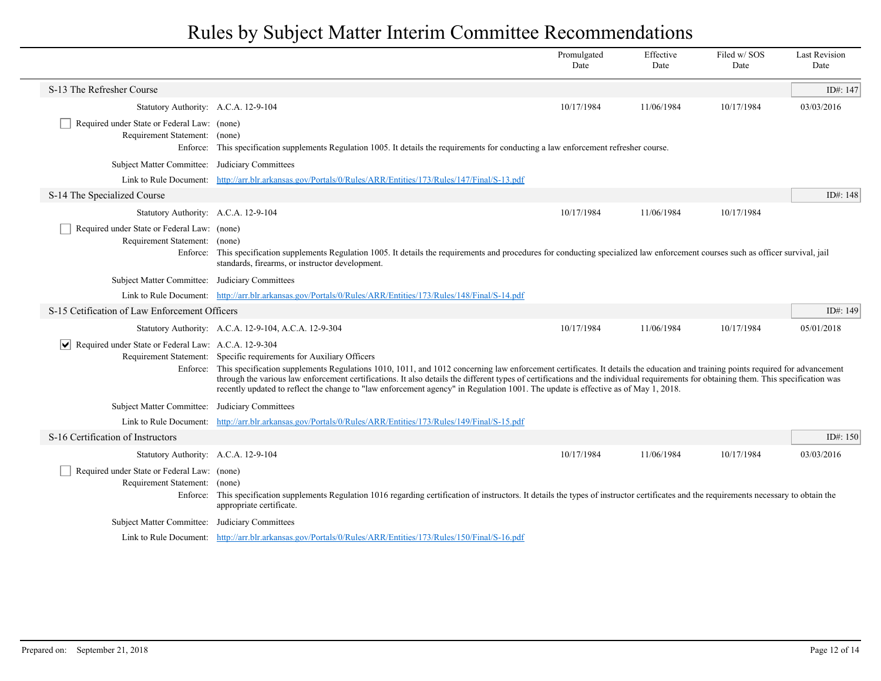# Rules by Subject Matter Interim Committee Recommendations

| | Promulgated Date | Effective Date | Filed w/ SOS Date | Last Revision Date |
|---|---|---|---|---|

## S-13 The Refresher Course

ID#: 147

| | Promulgated Date | Effective Date | Filed w/ SOS Date | Last Revision Date |
|---|---|---|---|---|
| Statutory Authority: A.C.A. 12-9-104 | 10/17/1984 | 11/06/1984 | 10/17/1984 | 03/03/2016 |

- [ ] Required under State or Federal Law: (none)

Requirement Statement: (none)

Enforce: This specification supplements Regulation 1005. It details the requirements for conducting a law enforcement refresher course.

Subject Matter Committee: Judiciary Committees

Link to Rule Document: [http://arr.blr.arkansas.gov/Portals/0/Rules/ARR/Entities/173/Rules/147/Final/S-13.pdf](http://arr.blr.arkansas.gov/Portals/0/Rules/ARR/Entities/173/Rules/147/Final/S-13.pdf)

## S-14 The Specialized Course

ID#: 148

| | Promulgated Date | Effective Date | Filed w/ SOS Date | Last Revision Date |
|---|---|---|---|---|
| Statutory Authority: A.C.A. 12-9-104 | 10/17/1984 | 11/06/1984 | 10/17/1984 | |

- [ ] Required under State or Federal Law: (none)

Requirement Statement: (none)

Enforce: This specification supplements Regulation 1005. It details the requirements and procedures for conducting specialized law enforcement courses such as officer survival, jail standards, firearms, or instructor development.

Subject Matter Committee: Judiciary Committees

Link to Rule Document: [http://arr.blr.arkansas.gov/Portals/0/Rules/ARR/Entities/173/Rules/148/Final/S-14.pdf](http://arr.blr.arkansas.gov/Portals/0/Rules/ARR/Entities/173/Rules/148/Final/S-14.pdf)

## S-15 Cetification of Law Enforcement Officers

ID#: 149

| | Promulgated Date | Effective Date | Filed w/ SOS Date | Last Revision Date |
|---|---|---|---|---|
| Statutory Authority: A.C.A. 12-9-104, A.C.A. 12-9-304 | 10/17/1984 | 11/06/1984 | 10/17/1984 | 05/01/2018 |

- [x] Required under State or Federal Law: A.C.A. 12-9-304

Requirement Statement: Specific requirements for Auxiliary Officers

Enforce: This specification supplements Regulations 1010, 1011, and 1012 concerning law enforcement certificates. It details the education and training points required for advancement through the various law enforcement certifications. It also details the different types of certifications and the individual requirements for obtaining them. This specification was recently updated to reflect the change to "law enforcement agency" in Regulation 1001. The update is effective as of May 1, 2018.

Subject Matter Committee: Judiciary Committees

Link to Rule Document: [http://arr.blr.arkansas.gov/Portals/0/Rules/ARR/Entities/173/Rules/149/Final/S-15.pdf](http://arr.blr.arkansas.gov/Portals/0/Rules/ARR/Entities/173/Rules/149/Final/S-15.pdf)

## S-16 Certification of Instructors

ID#: 150

| | Promulgated Date | Effective Date | Filed w/ SOS Date | Last Revision Date |
|---|---|---|---|---|
| Statutory Authority: A.C.A. 12-9-104 | 10/17/1984 | 11/06/1984 | 10/17/1984 | 03/03/2016 |

- [ ] Required under State or Federal Law: (none)

Requirement Statement: (none)

Enforce: This specification supplements Regulation 1016 regarding certification of instructors. It details the types of instructor certificates and the requirements necessary to obtain the appropriate certificate.

Subject Matter Committee: Judiciary Committees

Link to Rule Document: [http://arr.blr.arkansas.gov/Portals/0/Rules/ARR/Entities/173/Rules/150/Final/S-16.pdf](http://arr.blr.arkansas.gov/Portals/0/Rules/ARR/Entities/173/Rules/150/Final/S-16.pdf)

Prepared on: September 21, 2018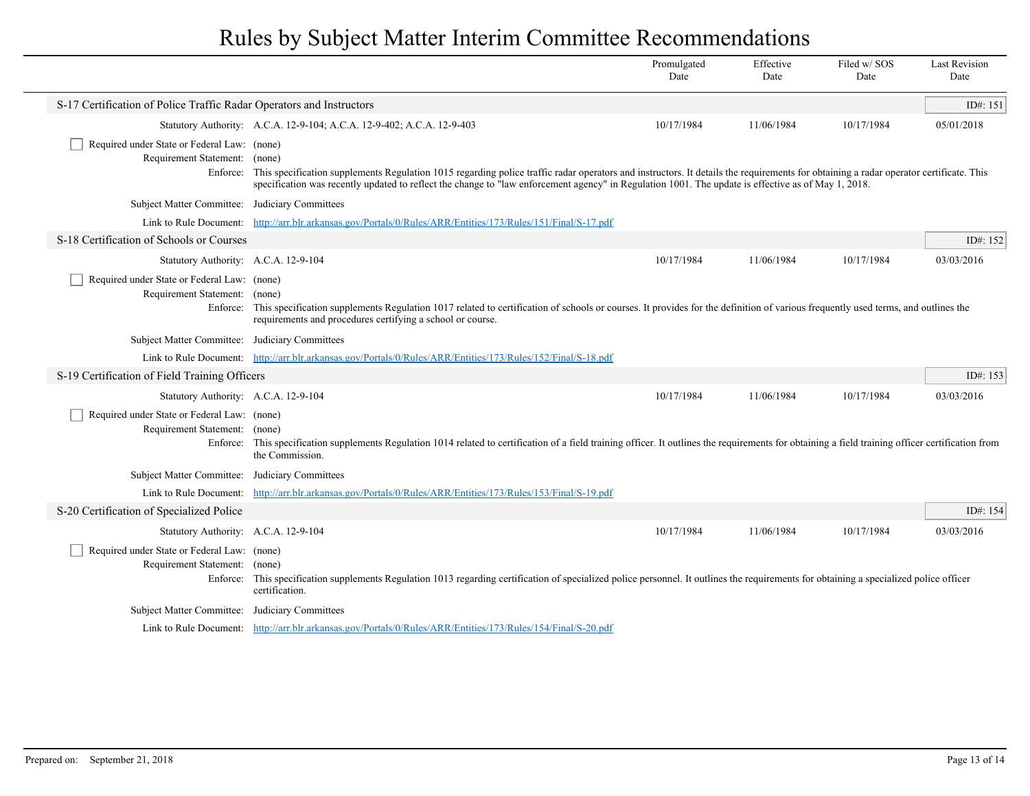## S-17 Certification of Police Traffic Radar Operators and Instructors

ID#: 151

| | Promulgated Date | Effective Date | Filed w/ SOS Date | Last Revision Date |
|---|---|---|---|---|
| Statutory Authority: A.C.A. 12-9-104; A.C.A. 12-9-402; A.C.A. 12-9-403 | 10/17/1984 | 11/06/1984 | 10/17/1984 | 05/01/2018 |

- [ ] Required under State or Federal Law: (none)

Requirement Statement: (none)

Enforce: This specification supplements Regulation 1015 regarding police traffic radar operators and instructors. It details the requirements for obtaining a radar operator certificate. This specification was recently updated to reflect the change to "law enforcement agency" in Regulation 1001. The update is effective as of May 1, 2018.

Subject Matter Committee: Judiciary Committees

Link to Rule Document: http://arr.blr.arkansas.gov/Portals/0/Rules/ARR/Entities/173/Rules/151/Final/S-17.pdf

## S-18 Certification of Schools or Courses

ID#: 152

| | Promulgated Date | Effective Date | Filed w/ SOS Date | Last Revision Date |
|---|---|---|---|---|
| Statutory Authority: A.C.A. 12-9-104 | 10/17/1984 | 11/06/1984 | 10/17/1984 | 03/03/2016 |

- [ ] Required under State or Federal Law: (none)

Requirement Statement: (none)

Enforce: This specification supplements Regulation 1017 related to certification of schools or courses. It provides for the definition of various frequently used terms, and outlines the requirements and procedures certifying a school or course.

Subject Matter Committee: Judiciary Committees

Link to Rule Document: http://arr.blr.arkansas.gov/Portals/0/Rules/ARR/Entities/173/Rules/152/Final/S-18.pdf

## S-19 Certification of Field Training Officers

ID#: 153

| | Promulgated Date | Effective Date | Filed w/ SOS Date | Last Revision Date |
|---|---|---|---|---|
| Statutory Authority: A.C.A. 12-9-104 | 10/17/1984 | 11/06/1984 | 10/17/1984 | 03/03/2016 |

- [ ] Required under State or Federal Law: (none)

Requirement Statement: (none)

Enforce: This specification supplements Regulation 1014 related to certification of a field training officer. It outlines the requirements for obtaining a field training officer certification from the Commission.

Subject Matter Committee: Judiciary Committees

Link to Rule Document: http://arr.blr.arkansas.gov/Portals/0/Rules/ARR/Entities/173/Rules/153/Final/S-19.pdf

## S-20 Certification of Specialized Police

ID#: 154

| | Promulgated Date | Effective Date | Filed w/ SOS Date | Last Revision Date |
|---|---|---|---|---|
| Statutory Authority: A.C.A. 12-9-104 | 10/17/1984 | 11/06/1984 | 10/17/1984 | 03/03/2016 |

- [ ] Required under State or Federal Law: (none)

Requirement Statement: (none)

Enforce: This specification supplements Regulation 1013 regarding certification of specialized police personnel. It outlines the requirements for obtaining a specialized police officer certification.

Subject Matter Committee: Judiciary Committees

Link to Rule Document: http://arr.blr.arkansas.gov/Portals/0/Rules/ARR/Entities/173/Rules/154/Final/S-20.pdf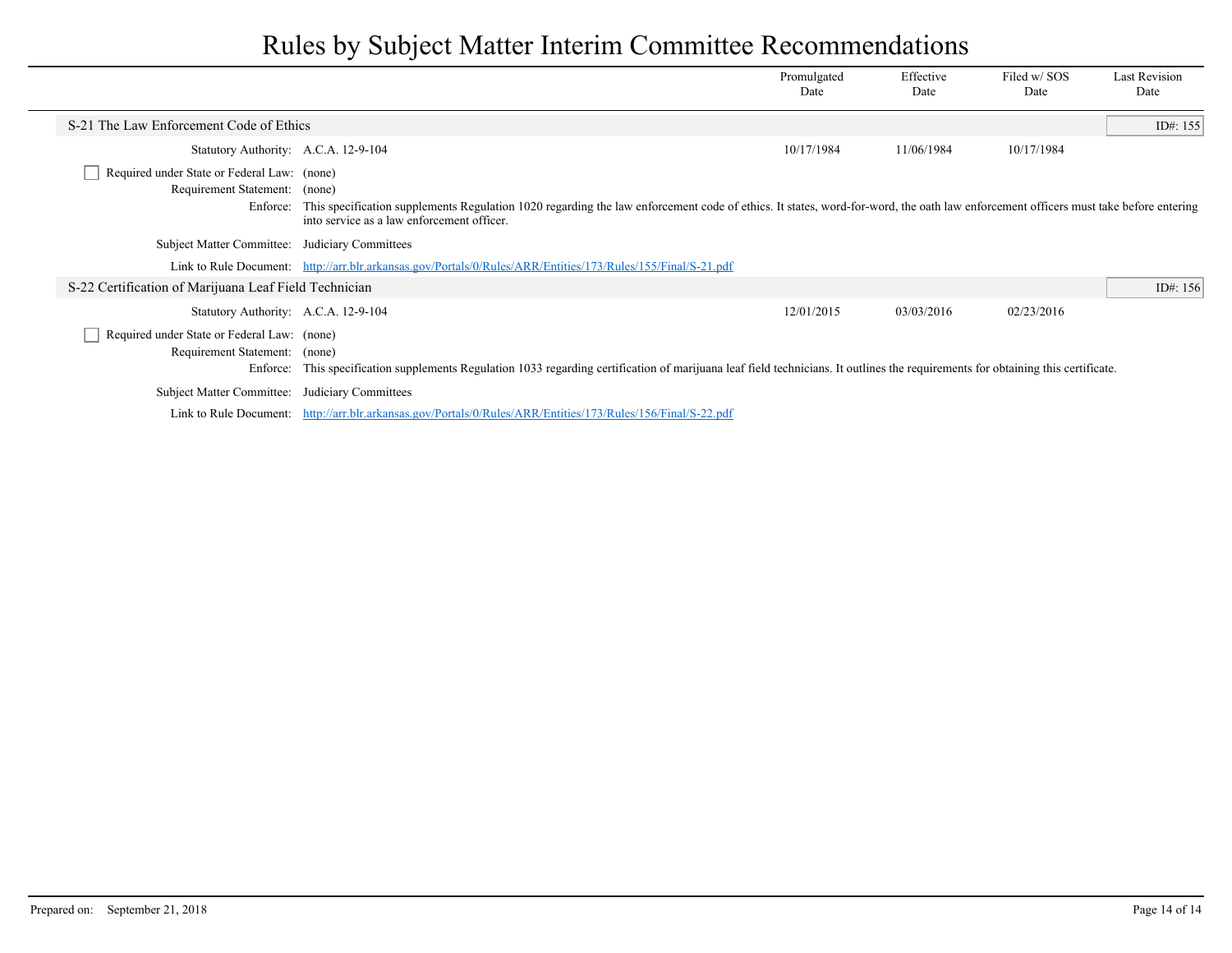# Rules by Subject Matter Interim Committee Recommendations

| | Promulgated Date | Effective Date | Filed w/ SOS Date | Last Revision Date |
|---|---|---|---|---|

## S-21 The Law Enforcement Code of Ethics

ID#: 155

| | | Promulgated Date | Effective Date | Filed w/ SOS Date | Last Revision Date |
|---|---|---|---|---|---|
| Statutory Authority: | A.C.A. 12-9-104 | 10/17/1984 | 11/06/1984 | 10/17/1984 | |

☐ Required under State or Federal Law: (none)

Requirement Statement: (none)

Enforce: This specification supplements Regulation 1020 regarding the law enforcement code of ethics. It states, word-for-word, the oath law enforcement officers must take before entering into service as a law enforcement officer.

Subject Matter Committee: Judiciary Committees

Link to Rule Document: http://arr.blr.arkansas.gov/Portals/0/Rules/ARR/Entities/173/Rules/155/Final/S-21.pdf

## S-22 Certification of Marijuana Leaf Field Technician

ID#: 156

| | | Promulgated Date | Effective Date | Filed w/ SOS Date | Last Revision Date |
|---|---|---|---|---|---|
| Statutory Authority: | A.C.A. 12-9-104 | 12/01/2015 | 03/03/2016 | 02/23/2016 | |

☐ Required under State or Federal Law: (none)

Requirement Statement: (none)

Enforce: This specification supplements Regulation 1033 regarding certification of marijuana leaf field technicians. It outlines the requirements for obtaining this certificate.

Subject Matter Committee: Judiciary Committees

Link to Rule Document: http://arr.blr.arkansas.gov/Portals/0/Rules/ARR/Entities/173/Rules/156/Final/S-22.pdf

Prepared on: September 21, 2018